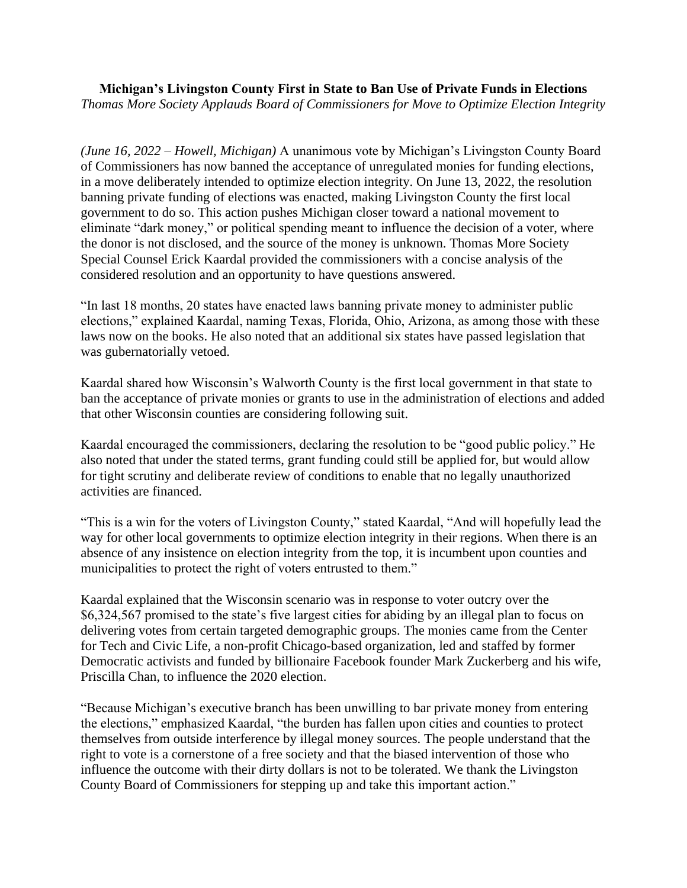**Michigan's Livingston County First in State to Ban Use of Private Funds in Elections**

*Thomas More Society Applauds Board of Commissioners for Move to Optimize Election Integrity*

*(June 16, 2022 – Howell, Michigan)* A unanimous vote by Michigan's Livingston County Board of Commissioners has now banned the acceptance of unregulated monies for funding elections, in a move deliberately intended to optimize election integrity. On June 13, 2022, the resolution banning private funding of elections was enacted, making Livingston County the first local government to do so. This action pushes Michigan closer toward a national movement to eliminate "dark money," or political spending meant to influence the decision of a voter, where the donor is not disclosed, and the source of the money is unknown. Thomas More Society Special Counsel Erick Kaardal provided the commissioners with a concise analysis of the considered resolution and an opportunity to have questions answered.

"In last 18 months, 20 states have enacted laws banning private money to administer public elections," explained Kaardal, naming Texas, Florida, Ohio, Arizona, as among those with these laws now on the books. He also noted that an additional six states have passed legislation that was gubernatorially vetoed.

Kaardal shared how Wisconsin's Walworth County is the first local government in that state to ban the acceptance of private monies or grants to use in the administration of elections and added that other Wisconsin counties are considering following suit.

Kaardal encouraged the commissioners, declaring the resolution to be "good public policy." He also noted that under the stated terms, grant funding could still be applied for, but would allow for tight scrutiny and deliberate review of conditions to enable that no legally unauthorized activities are financed.

"This is a win for the voters of Livingston County," stated Kaardal, "And will hopefully lead the way for other local governments to optimize election integrity in their regions. When there is an absence of any insistence on election integrity from the top, it is incumbent upon counties and municipalities to protect the right of voters entrusted to them."

Kaardal explained that the Wisconsin scenario was in response to voter outcry over the $6,324,567 promised to the state's five largest cities for abiding by an illegal plan to focus on delivering votes from certain targeted demographic groups. The monies came from the Center for Tech and Civic Life, a non-profit Chicago-based organization, led and staffed by former Democratic activists and funded by billionaire Facebook founder Mark Zuckerberg and his wife, Priscilla Chan, to influence the 2020 election.

"Because Michigan's executive branch has been unwilling to bar private money from entering the elections," emphasized Kaardal, "the burden has fallen upon cities and counties to protect themselves from outside interference by illegal money sources. The people understand that the right to vote is a cornerstone of a free society and that the biased intervention of those who influence the outcome with their dirty dollars is not to be tolerated. We thank the Livingston County Board of Commissioners for stepping up and take this important action."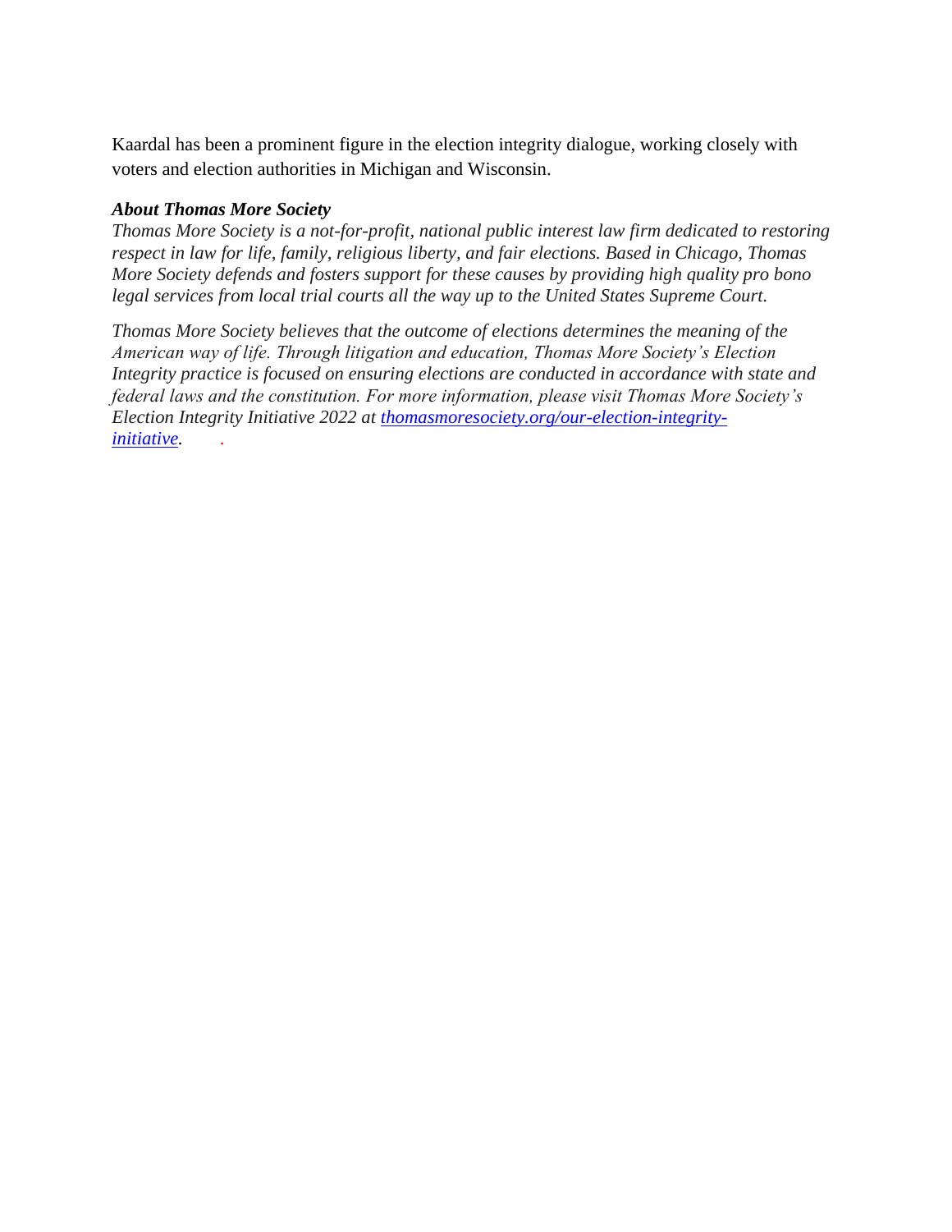Kaardal has been a prominent figure in the election integrity dialogue, working closely with voters and election authorities in Michigan and Wisconsin.

***About Thomas More Society***

*Thomas More Society is a not-for-profit, national public interest law firm dedicated to restoring respect in law for life, family, religious liberty, and fair elections. Based in Chicago, Thomas More Society defends and fosters support for these causes by providing high quality pro bono legal services from local trial courts all the way up to the United States Supreme Court.*

*Thomas More Society believes that the outcome of elections determines the meaning of the American way of life. Through litigation and education, Thomas More Society's Election Integrity practice is focused on ensuring elections are conducted in accordance with state and federal laws and the constitution. For more information, please visit Thomas More Society's Election Integrity Initiative 2022 at [thomasmoresociety.org/our-election-integrity-initiative](thomasmoresociety.org/our-election-integrity-initiative).* .